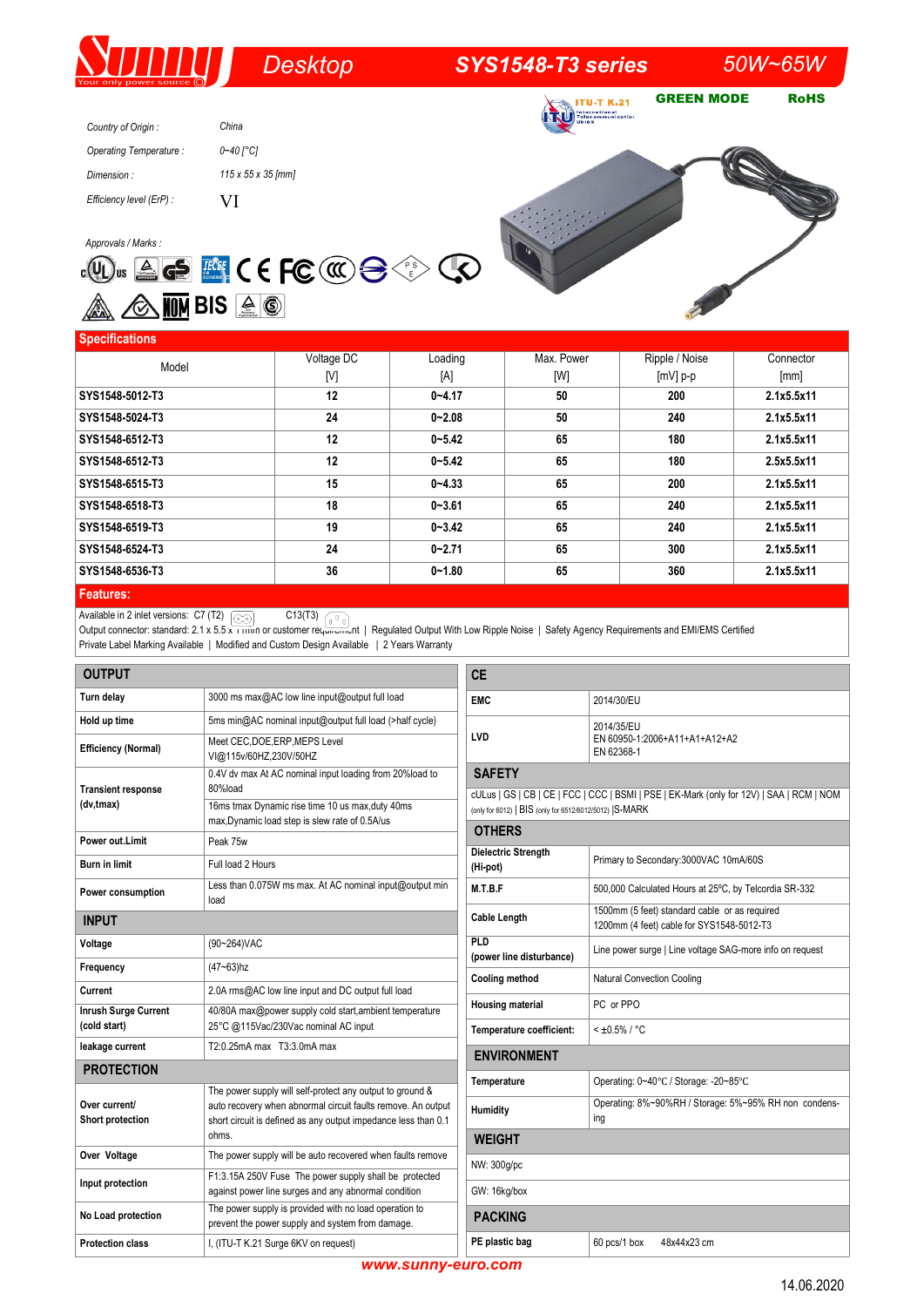# Sunny — Desktop — SYS1548-T3 series — 50W~65W

GREEN MODE RoHS

*Country of Origin :* China

*Operating Temperature :* 0~40 [°C]

*Dimension :* 115 x 55 x 35 [mm]

*Efficiency level (ErP) :* VI

*Approvals / Marks :*

## Specifications

| Model | Voltage DC [V] | Loading [A] | Max. Power [W] | Ripple / Noise [mV] p-p | Connector [mm] |
|---|---|---|---|---|---|
| SYS1548-5012-T3 | 12 | 0~4.17 | 50 | 200 | 2.1x5.5x11 |
| SYS1548-5024-T3 | 24 | 0~2.08 | 50 | 240 | 2.1x5.5x11 |
| SYS1548-6512-T3 | 12 | 0~5.42 | 65 | 180 | 2.1x5.5x11 |
| SYS1548-6512-T3 | 12 | 0~5.42 | 65 | 180 | 2.5x5.5x11 |
| SYS1548-6515-T3 | 15 | 0~4.33 | 65 | 200 | 2.1x5.5x11 |
| SYS1548-6518-T3 | 18 | 0~3.61 | 65 | 240 | 2.1x5.5x11 |
| SYS1548-6519-T3 | 19 | 0~3.42 | 65 | 240 | 2.1x5.5x11 |
| SYS1548-6524-T3 | 24 | 0~2.71 | 65 | 300 | 2.1x5.5x11 |
| SYS1548-6536-T3 | 36 | 0~1.80 | 65 | 360 | 2.1x5.5x11 |

## Features:

Available in 2 inlet versions: C7 (T2) C13(T3)
Output connector: standard: 2.1 x 5.5 x 11mm or customer requirement | Regulated Output With Low Ripple Noise | Safety Agency Requirements and EMI/EMS Certified
Private Label Marking Available | Modified and Custom Design Available | 2 Years Warranty

| OUTPUT | |
|---|---|
| Turn delay | 3000 ms max@AC low line input@output full load |
| Hold up time | 5ms min@AC nominal input@output full load (>half cycle) |
| Efficiency (Normal) | Meet CEC,DOE,ERP,MEPS Level VI@115v/60HZ,230V/50HZ |
| Transient response (dv,tmax) | 0.4V dv max At AC nominal input loading from 20%load to 80%load<br>16ms tmax Dynamic rise time 10 us max,duty 40ms max,Dynamic load step is slew rate of 0.5A/us |
| Power out.Limit | Peak 75w |
| Burn in limit | Full load 2 Hours |
| Power consumption | Less than 0.075W ms max. At AC nominal input@output min load |
| **INPUT** | |
| Voltage | (90~264)VAC |
| Frequency | (47~63)hz |
| Current | 2.0A rms@AC low line input and DC output full load |
| Inrush Surge Current (cold start) | 40/80A max@power supply cold start,ambient temperature 25°C @115Vac/230Vac nominal AC input |
| leakage current | T2:0.25mA max T3:3.0mA max |
| **PROTECTION** | |
| Over current/ Short protection | The power supply will self-protect any output to ground & auto recovery when abnormal circuit faults remove. An output short circuit is defined as any output impedance less than 0.1 ohms. |
| Over Voltage | The power supply will be auto recovered when faults remove |
| Input protection | F1:3.15A 250V Fuse The power supply shall be protected against power line surges and any abnormal condition |
| No Load protection | The power supply is provided with no load operation to prevent the power supply and system from damage. |
| Protection class | I, (ITU-T K.21 Surge 6KV on request) |

| CE | |
|---|---|
| EMC | 2014/30/EU |
| LVD | 2014/35/EU<br>EN 60950-1:2006+A11+A1+A12+A2<br>EN 62368-1 |
| **SAFETY** | |
| cULus \| GS \| CB \| CE \| FCC \| CCC \| BSMI \| PSE \| EK-Mark (only for 12V) \| SAA \| RCM \| NOM (only for 6012) \| BIS (only for 6512/6012/5012) \|S-MARK | |
| **OTHERS** | |
| Dielectric Strength (Hi-pot) | Primary to Secondary:3000VAC 10mA/60S |
| M.T.B.F | 500,000 Calculated Hours at 25°C, by Telcordia SR-332 |
| Cable Length | 1500mm (5 feet) standard cable or as required<br>1200mm (4 feet) cable for SYS1548-5012-T3 |
| PLD (power line disturbance) | Line power surge \| Line voltage SAG-more info on request |
| Cooling method | Natural Convection Cooling |
| Housing material | PC or PPO |
| Temperature coefficient: | < ±0.5% / °C |
| **ENVIRONMENT** | |
| Temperature | Operating: 0~40℃ / Storage: -20~85℃ |
| Humidity | Operating: 8%~90%RH / Storage: 5%~95% RH non condens-ing |
| **WEIGHT** | |
| NW: 300g/pc | |
| GW: 16kg/box | |
| **PACKING** | |
| PE plastic bag | 60 pcs/1 box 48x44x23 cm |

www.sunny-euro.com

14.06.2020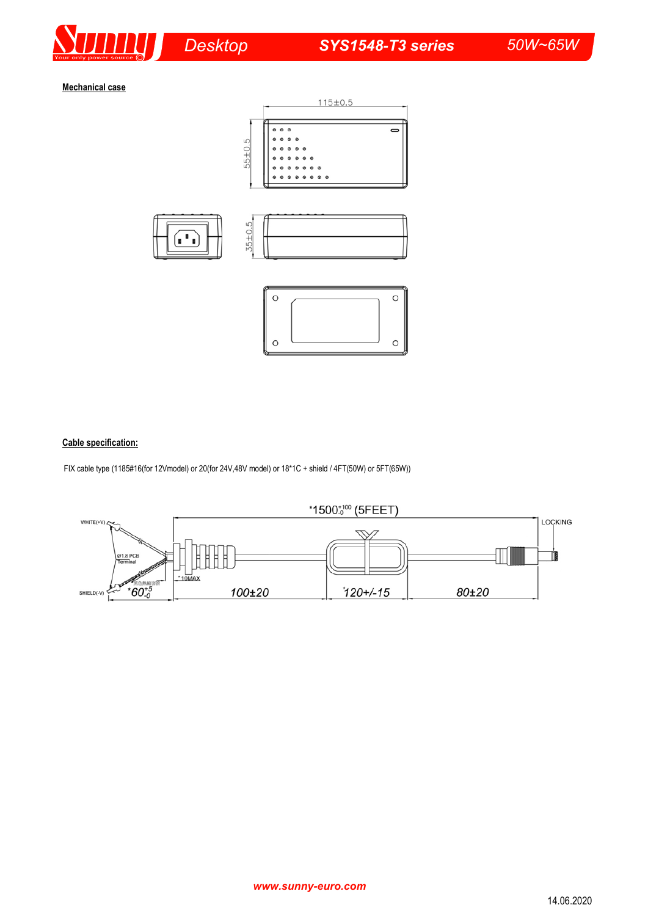**Mechanical case**

115±0.5

55±0.5

35±0.5

**Cable specification:**

FIX cable type (1185#16(for 12Vmodel) or 20(for 24V,48V model) or 18*1C + shield / 4FT(50W) or 5FT(65W))

*1500$^{+100}_{-0}$ (5FEET)

WHITE(+V)

Ø1.8 PCB Terminal

SHIELD(-V)

*10MAX

*60$^{+5}_{-0}$

100±20

*120+/-15

80±20

LOCKING

www.sunny-euro.com

14.06.2020